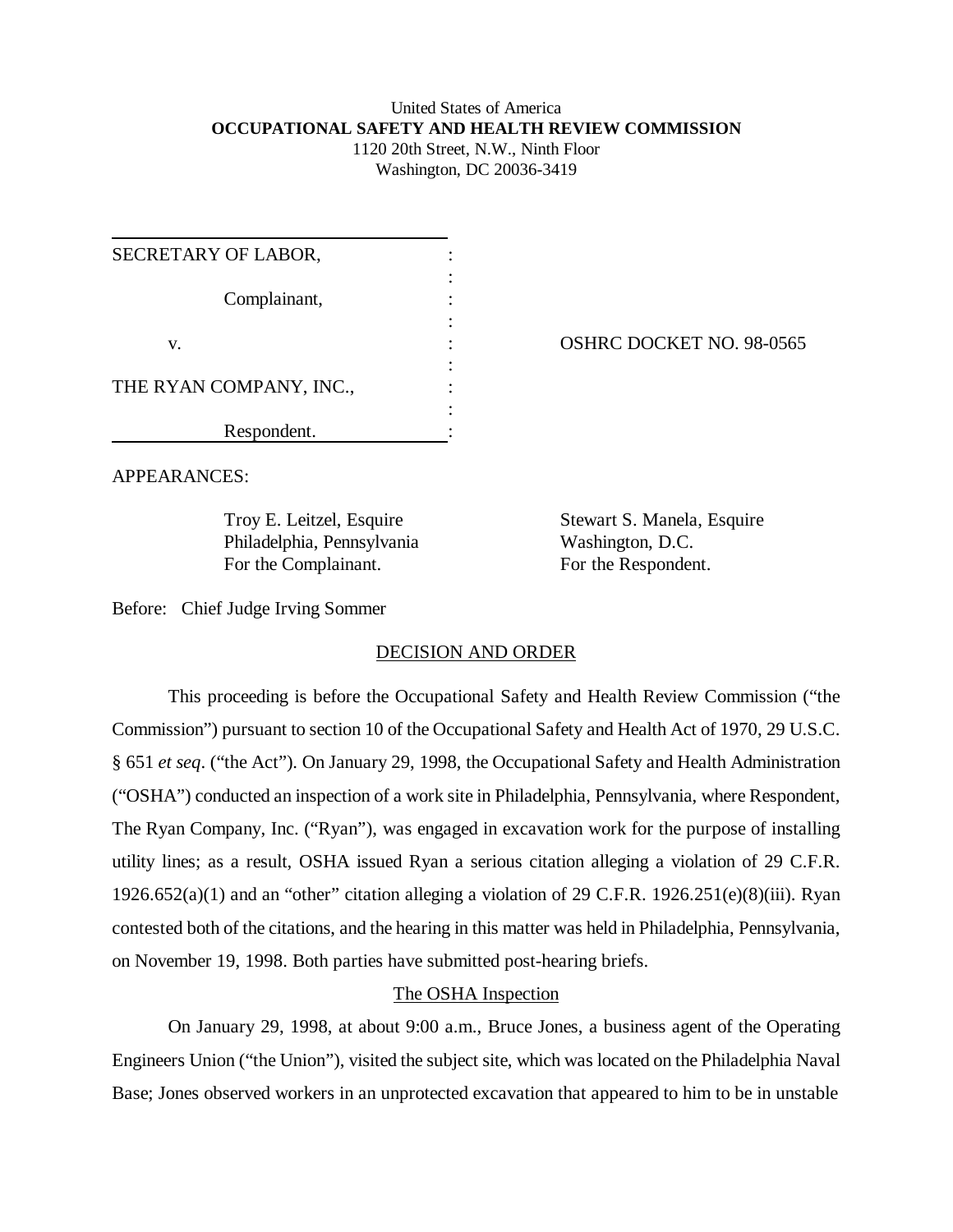United States of America
**OCCUPATIONAL SAFETY AND HEALTH REVIEW COMMISSION**
1120 20th Street, N.W., Ninth Floor
Washington, DC 20036-3419

| | | |
|---|---|---|
| SECRETARY OF LABOR, | : | |
| | : | |
| Complainant, | : | |
| | : | |
| v. | : | OSHRC DOCKET NO. 98-0565 |
| | : | |
| THE RYAN COMPANY, INC., | : | |
| | : | |
| Respondent. | : | |

APPEARANCES:

| | |
|---|---|
| Troy E. Leitzel, Esquire | Stewart S. Manela, Esquire |
| Philadelphia, Pennsylvania | Washington, D.C. |
| For the Complainant. | For the Respondent. |

Before: Chief Judge Irving Sommer

## DECISION AND ORDER

This proceeding is before the Occupational Safety and Health Review Commission ("the Commission") pursuant to section 10 of the Occupational Safety and Health Act of 1970, 29 U.S.C. § 651 *et seq*. ("the Act"). On January 29, 1998, the Occupational Safety and Health Administration ("OSHA") conducted an inspection of a work site in Philadelphia, Pennsylvania, where Respondent, The Ryan Company, Inc. ("Ryan"), was engaged in excavation work for the purpose of installing utility lines; as a result, OSHA issued Ryan a serious citation alleging a violation of 29 C.F.R. 1926.652(a)(1) and an "other" citation alleging a violation of 29 C.F.R. 1926.251(e)(8)(iii). Ryan contested both of the citations, and the hearing in this matter was held in Philadelphia, Pennsylvania, on November 19, 1998. Both parties have submitted post-hearing briefs.

### The OSHA Inspection

On January 29, 1998, at about 9:00 a.m., Bruce Jones, a business agent of the Operating Engineers Union ("the Union"), visited the subject site, which was located on the Philadelphia Naval Base; Jones observed workers in an unprotected excavation that appeared to him to be in unstable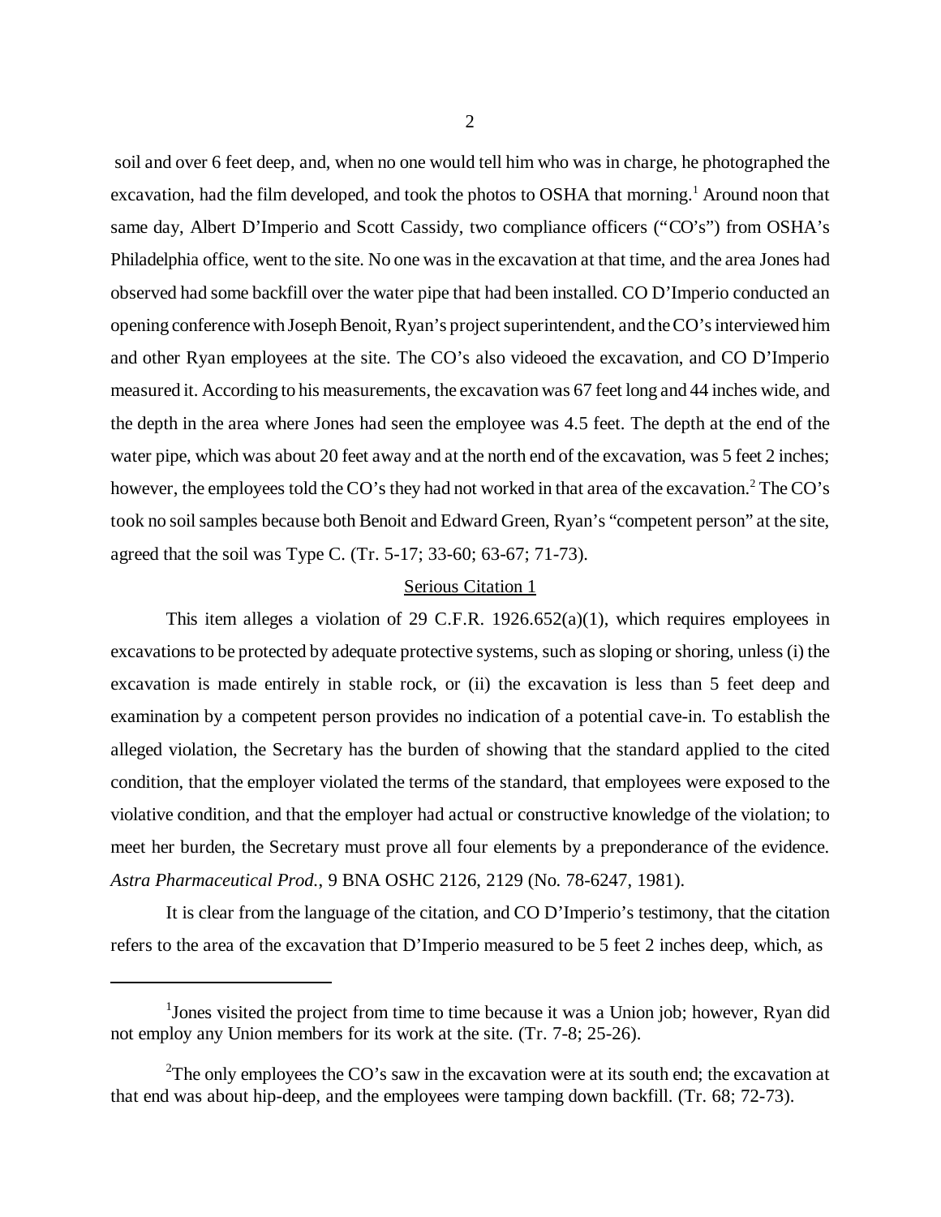soil and over 6 feet deep, and, when no one would tell him who was in charge, he photographed the excavation, had the film developed, and took the photos to OSHA that morning.[1] Around noon that same day, Albert D'Imperio and Scott Cassidy, two compliance officers ("CO's") from OSHA's Philadelphia office, went to the site. No one was in the excavation at that time, and the area Jones had observed had some backfill over the water pipe that had been installed. CO D'Imperio conducted an opening conference with Joseph Benoit, Ryan's project superintendent, and the CO's interviewed him and other Ryan employees at the site. The CO's also videoed the excavation, and CO D'Imperio measured it. According to his measurements, the excavation was 67 feet long and 44 inches wide, and the depth in the area where Jones had seen the employee was 4.5 feet. The depth at the end of the water pipe, which was about 20 feet away and at the north end of the excavation, was 5 feet 2 inches; however, the employees told the CO's they had not worked in that area of the excavation.[2] The CO's took no soil samples because both Benoit and Edward Green, Ryan's "competent person" at the site, agreed that the soil was Type C. (Tr. 5-17; 33-60; 63-67; 71-73).

## Serious Citation 1

This item alleges a violation of 29 C.F.R. 1926.652(a)(1), which requires employees in excavations to be protected by adequate protective systems, such as sloping or shoring, unless (i) the excavation is made entirely in stable rock, or (ii) the excavation is less than 5 feet deep and examination by a competent person provides no indication of a potential cave-in. To establish the alleged violation, the Secretary has the burden of showing that the standard applied to the cited condition, that the employer violated the terms of the standard, that employees were exposed to the violative condition, and that the employer had actual or constructive knowledge of the violation; to meet her burden, the Secretary must prove all four elements by a preponderance of the evidence. *Astra Pharmaceutical Prod.*, 9 BNA OSHC 2126, 2129 (No. 78-6247, 1981).

It is clear from the language of the citation, and CO D'Imperio's testimony, that the citation refers to the area of the excavation that D'Imperio measured to be 5 feet 2 inches deep, which, as

---

[1] Jones visited the project from time to time because it was a Union job; however, Ryan did not employ any Union members for its work at the site. (Tr. 7-8; 25-26).

[2] The only employees the CO's saw in the excavation were at its south end; the excavation at that end was about hip-deep, and the employees were tamping down backfill. (Tr. 68; 72-73).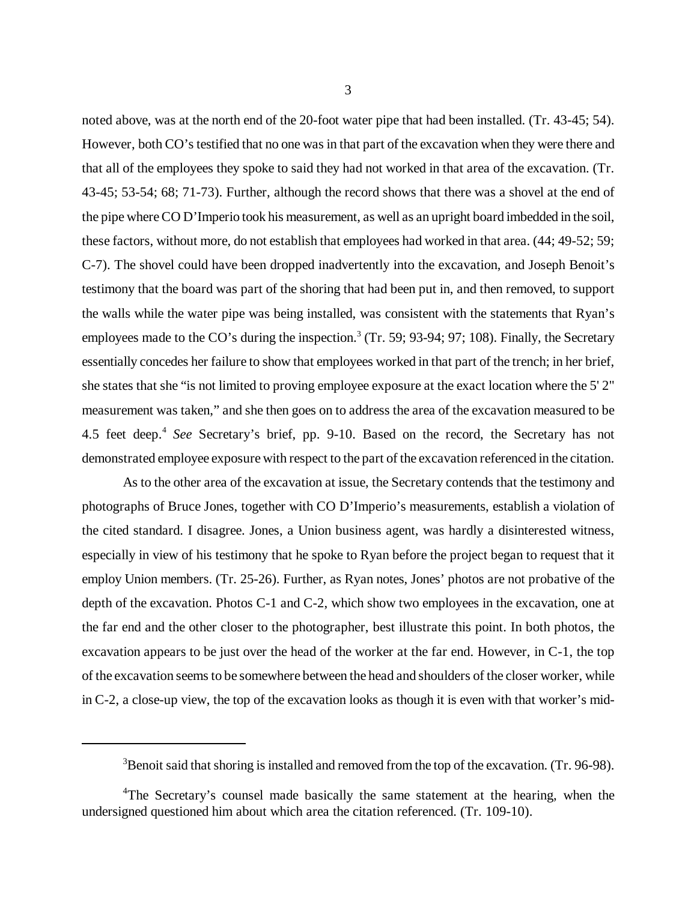noted above, was at the north end of the 20-foot water pipe that had been installed. (Tr. 43-45; 54). However, both CO's testified that no one was in that part of the excavation when they were there and that all of the employees they spoke to said they had not worked in that area of the excavation. (Tr. 43-45; 53-54; 68; 71-73). Further, although the record shows that there was a shovel at the end of the pipe where CO D'Imperio took his measurement, as well as an upright board imbedded in the soil, these factors, without more, do not establish that employees had worked in that area. (44; 49-52; 59; C-7). The shovel could have been dropped inadvertently into the excavation, and Joseph Benoit's testimony that the board was part of the shoring that had been put in, and then removed, to support the walls while the water pipe was being installed, was consistent with the statements that Ryan's employees made to the CO's during the inspection.[3] (Tr. 59; 93-94; 97; 108). Finally, the Secretary essentially concedes her failure to show that employees worked in that part of the trench; in her brief, she states that she "is not limited to proving employee exposure at the exact location where the 5' 2" measurement was taken," and she then goes on to address the area of the excavation measured to be 4.5 feet deep.[4] *See* Secretary's brief, pp. 9-10. Based on the record, the Secretary has not demonstrated employee exposure with respect to the part of the excavation referenced in the citation.

As to the other area of the excavation at issue, the Secretary contends that the testimony and photographs of Bruce Jones, together with CO D'Imperio's measurements, establish a violation of the cited standard. I disagree. Jones, a Union business agent, was hardly a disinterested witness, especially in view of his testimony that he spoke to Ryan before the project began to request that it employ Union members. (Tr. 25-26). Further, as Ryan notes, Jones' photos are not probative of the depth of the excavation. Photos C-1 and C-2, which show two employees in the excavation, one at the far end and the other closer to the photographer, best illustrate this point. In both photos, the excavation appears to be just over the head of the worker at the far end. However, in C-1, the top of the excavation seems to be somewhere between the head and shoulders of the closer worker, while in C-2, a close-up view, the top of the excavation looks as though it is even with that worker's mid-

---

[3] Benoit said that shoring is installed and removed from the top of the excavation. (Tr. 96-98).

[4] The Secretary's counsel made basically the same statement at the hearing, when the undersigned questioned him about which area the citation referenced. (Tr. 109-10).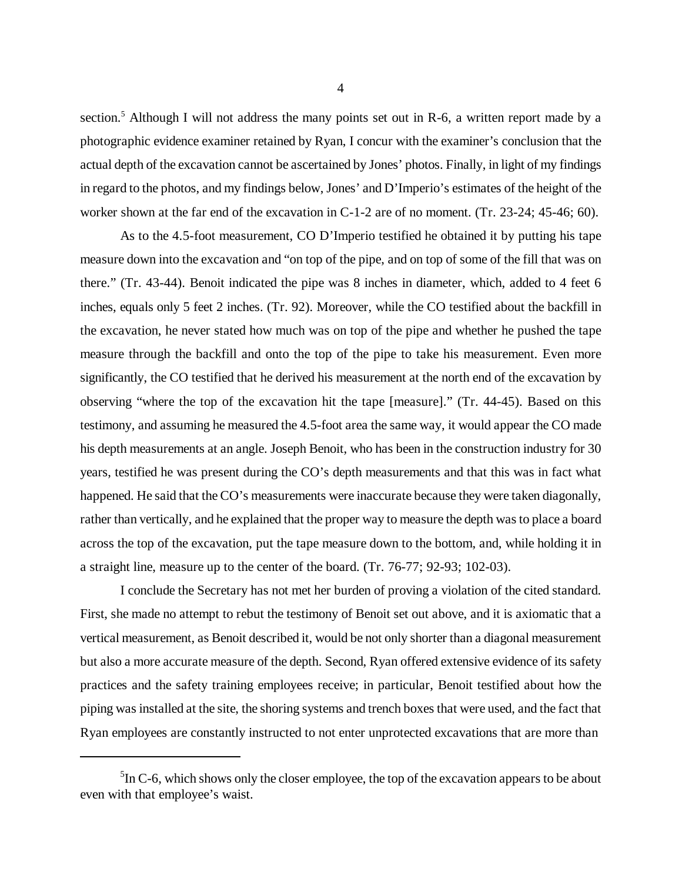section.[5] Although I will not address the many points set out in R-6, a written report made by a photographic evidence examiner retained by Ryan, I concur with the examiner's conclusion that the actual depth of the excavation cannot be ascertained by Jones' photos. Finally, in light of my findings in regard to the photos, and my findings below, Jones' and D'Imperio's estimates of the height of the worker shown at the far end of the excavation in C-1-2 are of no moment. (Tr. 23-24; 45-46; 60).

As to the 4.5-foot measurement, CO D'Imperio testified he obtained it by putting his tape measure down into the excavation and "on top of the pipe, and on top of some of the fill that was on there." (Tr. 43-44). Benoit indicated the pipe was 8 inches in diameter, which, added to 4 feet 6 inches, equals only 5 feet 2 inches. (Tr. 92). Moreover, while the CO testified about the backfill in the excavation, he never stated how much was on top of the pipe and whether he pushed the tape measure through the backfill and onto the top of the pipe to take his measurement. Even more significantly, the CO testified that he derived his measurement at the north end of the excavation by observing "where the top of the excavation hit the tape [measure]." (Tr. 44-45). Based on this testimony, and assuming he measured the 4.5-foot area the same way, it would appear the CO made his depth measurements at an angle. Joseph Benoit, who has been in the construction industry for 30 years, testified he was present during the CO's depth measurements and that this was in fact what happened. He said that the CO's measurements were inaccurate because they were taken diagonally, rather than vertically, and he explained that the proper way to measure the depth was to place a board across the top of the excavation, put the tape measure down to the bottom, and, while holding it in a straight line, measure up to the center of the board. (Tr. 76-77; 92-93; 102-03).

I conclude the Secretary has not met her burden of proving a violation of the cited standard. First, she made no attempt to rebut the testimony of Benoit set out above, and it is axiomatic that a vertical measurement, as Benoit described it, would be not only shorter than a diagonal measurement but also a more accurate measure of the depth. Second, Ryan offered extensive evidence of its safety practices and the safety training employees receive; in particular, Benoit testified about how the piping was installed at the site, the shoring systems and trench boxes that were used, and the fact that Ryan employees are constantly instructed to not enter unprotected excavations that are more than

[5] In C-6, which shows only the closer employee, the top of the excavation appears to be about even with that employee's waist.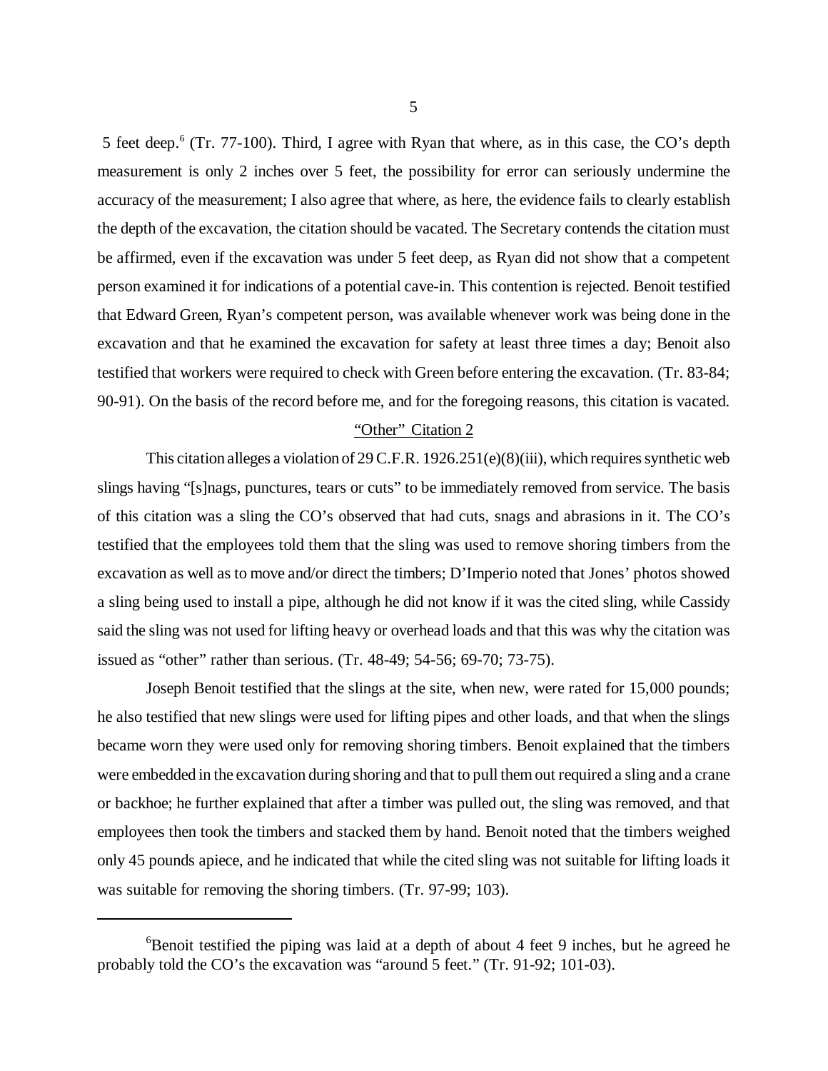5 feet deep.[6] (Tr. 77-100). Third, I agree with Ryan that where, as in this case, the CO's depth measurement is only 2 inches over 5 feet, the possibility for error can seriously undermine the accuracy of the measurement; I also agree that where, as here, the evidence fails to clearly establish the depth of the excavation, the citation should be vacated. The Secretary contends the citation must be affirmed, even if the excavation was under 5 feet deep, as Ryan did not show that a competent person examined it for indications of a potential cave-in. This contention is rejected. Benoit testified that Edward Green, Ryan's competent person, was available whenever work was being done in the excavation and that he examined the excavation for safety at least three times a day; Benoit also testified that workers were required to check with Green before entering the excavation. (Tr. 83-84; 90-91). On the basis of the record before me, and for the foregoing reasons, this citation is vacated.

<u>"Other" Citation 2</u>

This citation alleges a violation of 29 C.F.R. 1926.251(e)(8)(iii), which requires synthetic web slings having "[s]nags, punctures, tears or cuts" to be immediately removed from service. The basis of this citation was a sling the CO's observed that had cuts, snags and abrasions in it. The CO's testified that the employees told them that the sling was used to remove shoring timbers from the excavation as well as to move and/or direct the timbers; D'Imperio noted that Jones' photos showed a sling being used to install a pipe, although he did not know if it was the cited sling, while Cassidy said the sling was not used for lifting heavy or overhead loads and that this was why the citation was issued as "other" rather than serious. (Tr. 48-49; 54-56; 69-70; 73-75).

Joseph Benoit testified that the slings at the site, when new, were rated for 15,000 pounds; he also testified that new slings were used for lifting pipes and other loads, and that when the slings became worn they were used only for removing shoring timbers. Benoit explained that the timbers were embedded in the excavation during shoring and that to pull them out required a sling and a crane or backhoe; he further explained that after a timber was pulled out, the sling was removed, and that employees then took the timbers and stacked them by hand. Benoit noted that the timbers weighed only 45 pounds apiece, and he indicated that while the cited sling was not suitable for lifting loads it was suitable for removing the shoring timbers. (Tr. 97-99; 103).

---

[6]Benoit testified the piping was laid at a depth of about 4 feet 9 inches, but he agreed he probably told the CO's the excavation was "around 5 feet." (Tr. 91-92; 101-03).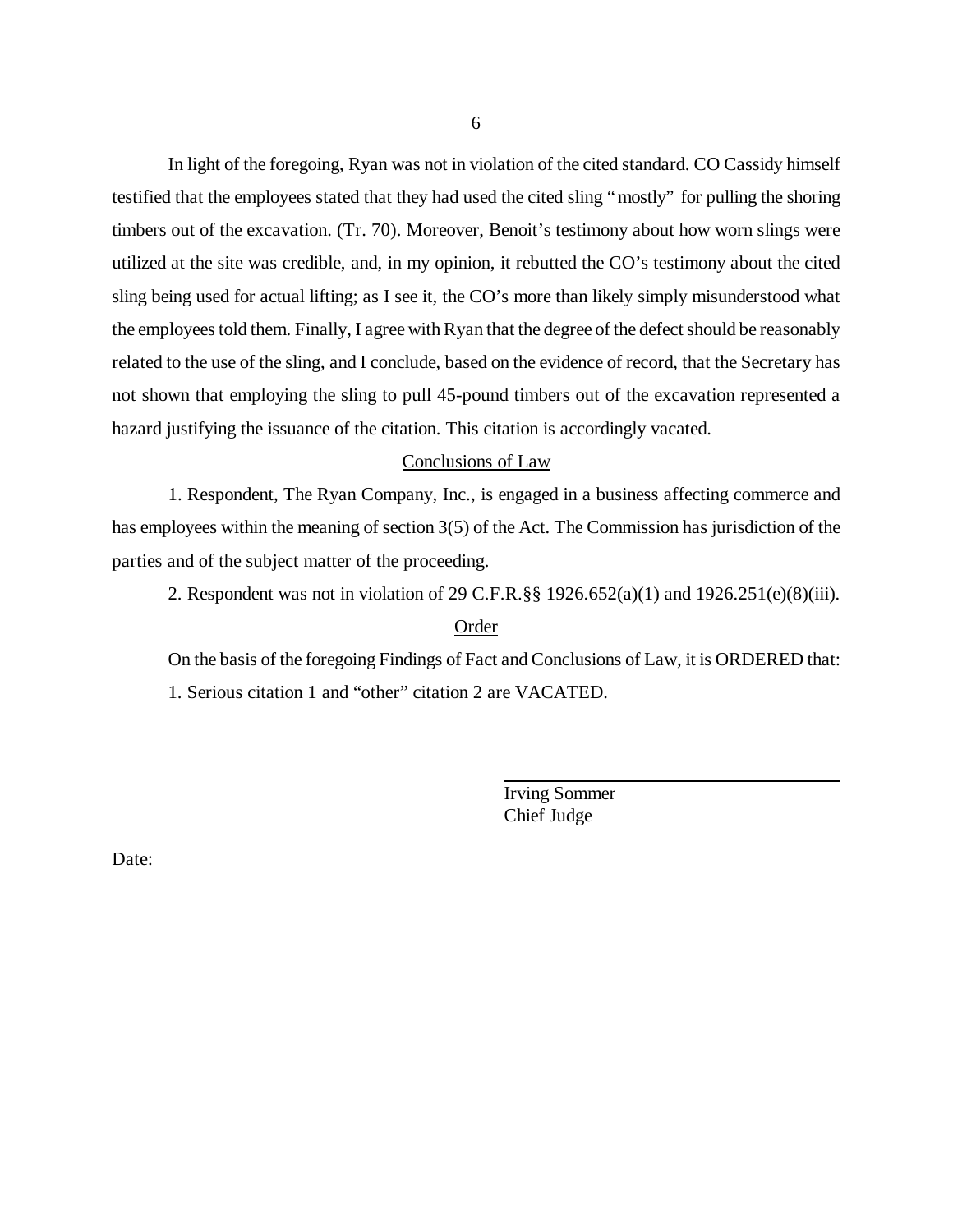In light of the foregoing, Ryan was not in violation of the cited standard. CO Cassidy himself testified that the employees stated that they had used the cited sling "mostly" for pulling the shoring timbers out of the excavation. (Tr. 70). Moreover, Benoit's testimony about how worn slings were utilized at the site was credible, and, in my opinion, it rebutted the CO's testimony about the cited sling being used for actual lifting; as I see it, the CO's more than likely simply misunderstood what the employees told them. Finally, I agree with Ryan that the degree of the defect should be reasonably related to the use of the sling, and I conclude, based on the evidence of record, that the Secretary has not shown that employing the sling to pull 45-pound timbers out of the excavation represented a hazard justifying the issuance of the citation. This citation is accordingly vacated.

## Conclusions of Law

1. Respondent, The Ryan Company, Inc., is engaged in a business affecting commerce and has employees within the meaning of section 3(5) of the Act. The Commission has jurisdiction of the parties and of the subject matter of the proceeding.

2. Respondent was not in violation of 29 C.F.R.§§ 1926.652(a)(1) and 1926.251(e)(8)(iii).

## Order

On the basis of the foregoing Findings of Fact and Conclusions of Law, it is ORDERED that:

1. Serious citation 1 and "other" citation 2 are VACATED.

Irving Sommer
Chief Judge

Date: